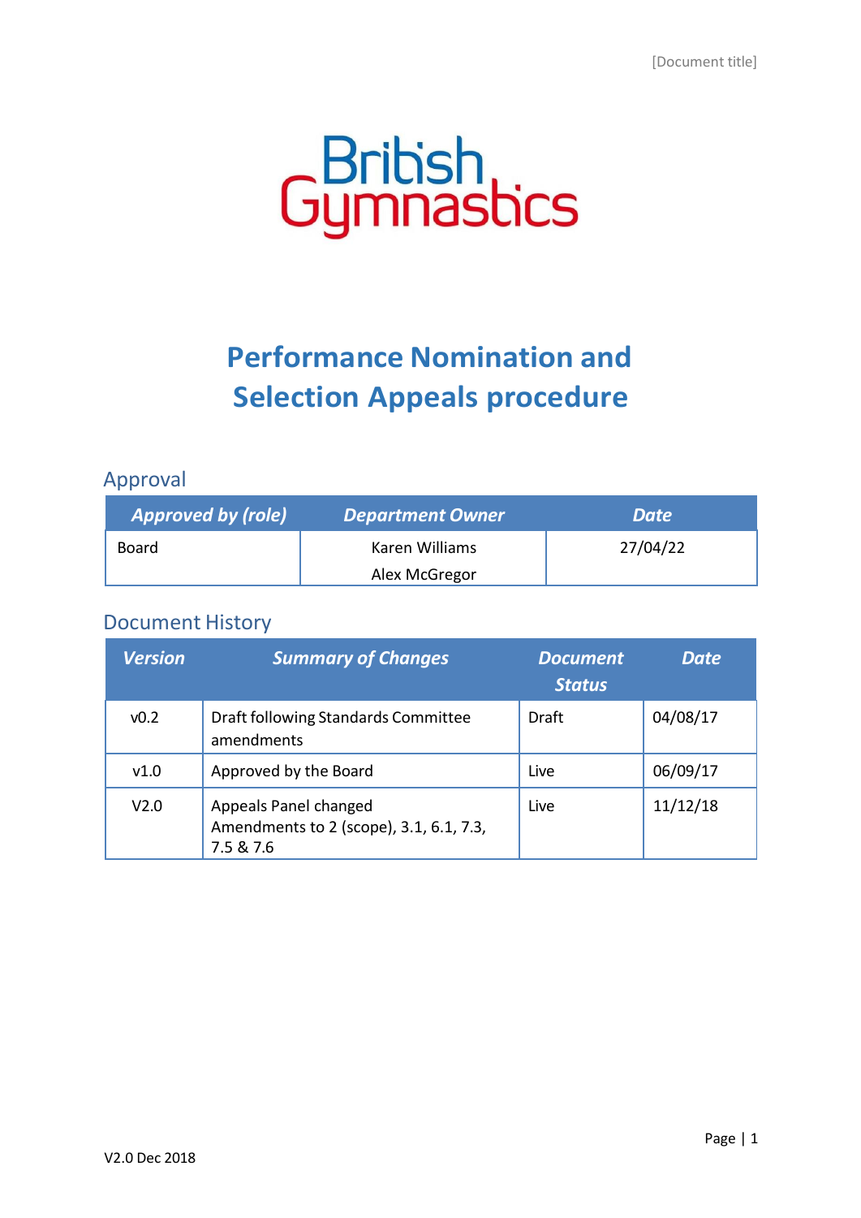# Performance Nomination and Selection Appeals procedure

## Approval

| Approved by (role) | Department Owner | Date |
|---|---|---|
| Board | Karen Williams<br>Alex McGregor | 27/04/22 |

## Document History

| Version | Summary of Changes | Document Status | Date |
|---|---|---|---|
| v0.2 | Draft following Standards Committee amendments | Draft | 04/08/17 |
| v1.0 | Approved by the Board | Live | 06/09/17 |
| V2.0 | Appeals Panel changed<br>Amendments to 2 (scope), 3.1, 6.1, 7.3, 7.5 & 7.6 | Live | 11/12/18 |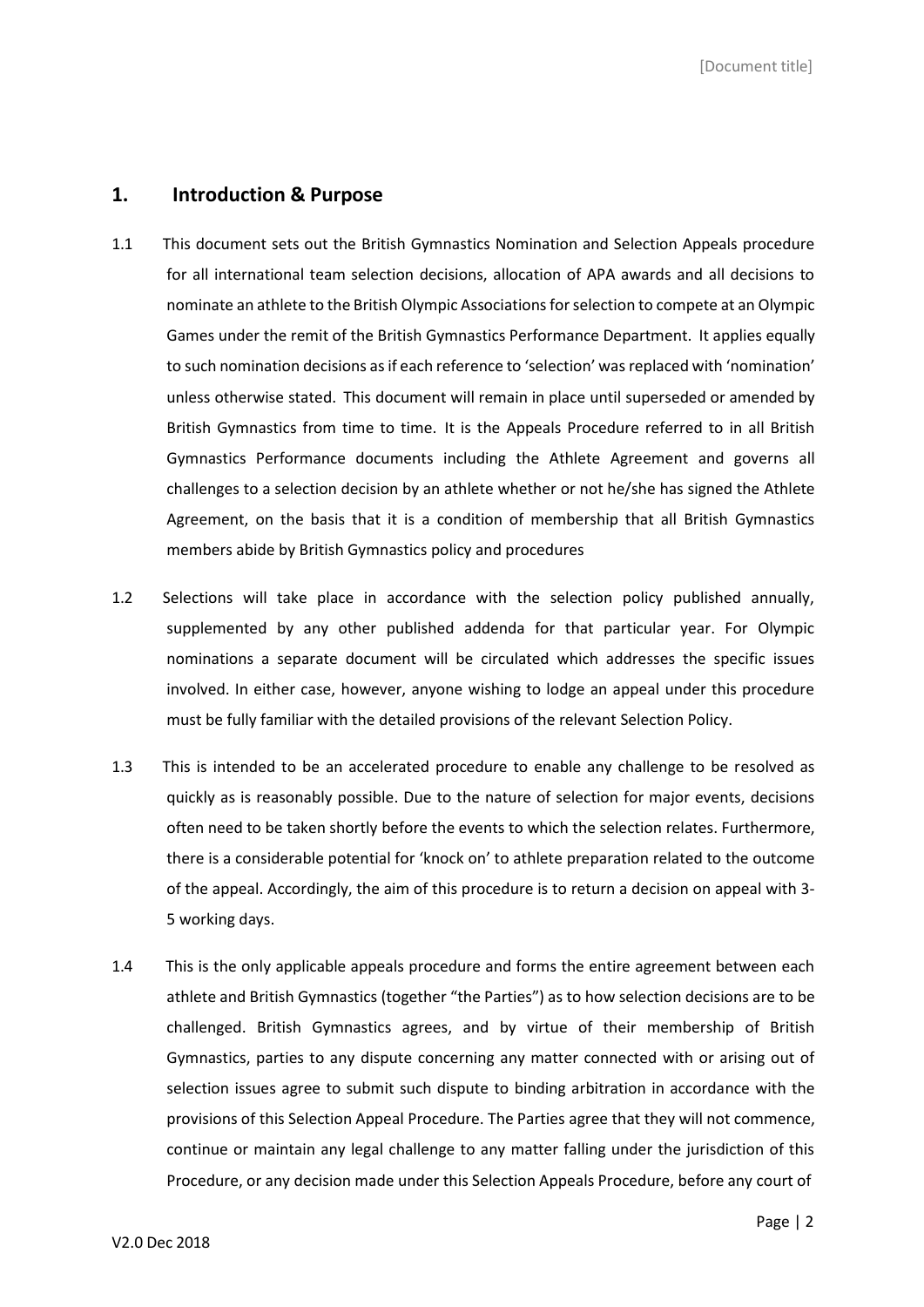## 1. Introduction & Purpose

1.1 This document sets out the British Gymnastics Nomination and Selection Appeals procedure for all international team selection decisions, allocation of APA awards and all decisions to nominate an athlete to the British Olympic Associations for selection to compete at an Olympic Games under the remit of the British Gymnastics Performance Department. It applies equally to such nomination decisions as if each reference to 'selection' was replaced with 'nomination' unless otherwise stated. This document will remain in place until superseded or amended by British Gymnastics from time to time. It is the Appeals Procedure referred to in all British Gymnastics Performance documents including the Athlete Agreement and governs all challenges to a selection decision by an athlete whether or not he/she has signed the Athlete Agreement, on the basis that it is a condition of membership that all British Gymnastics members abide by British Gymnastics policy and procedures

1.2 Selections will take place in accordance with the selection policy published annually, supplemented by any other published addenda for that particular year. For Olympic nominations a separate document will be circulated which addresses the specific issues involved. In either case, however, anyone wishing to lodge an appeal under this procedure must be fully familiar with the detailed provisions of the relevant Selection Policy.

1.3 This is intended to be an accelerated procedure to enable any challenge to be resolved as quickly as is reasonably possible. Due to the nature of selection for major events, decisions often need to be taken shortly before the events to which the selection relates. Furthermore, there is a considerable potential for 'knock on' to athlete preparation related to the outcome of the appeal. Accordingly, the aim of this procedure is to return a decision on appeal with 3-5 working days.

1.4 This is the only applicable appeals procedure and forms the entire agreement between each athlete and British Gymnastics (together "the Parties") as to how selection decisions are to be challenged. British Gymnastics agrees, and by virtue of their membership of British Gymnastics, parties to any dispute concerning any matter connected with or arising out of selection issues agree to submit such dispute to binding arbitration in accordance with the provisions of this Selection Appeal Procedure. The Parties agree that they will not commence, continue or maintain any legal challenge to any matter falling under the jurisdiction of this Procedure, or any decision made under this Selection Appeals Procedure, before any court of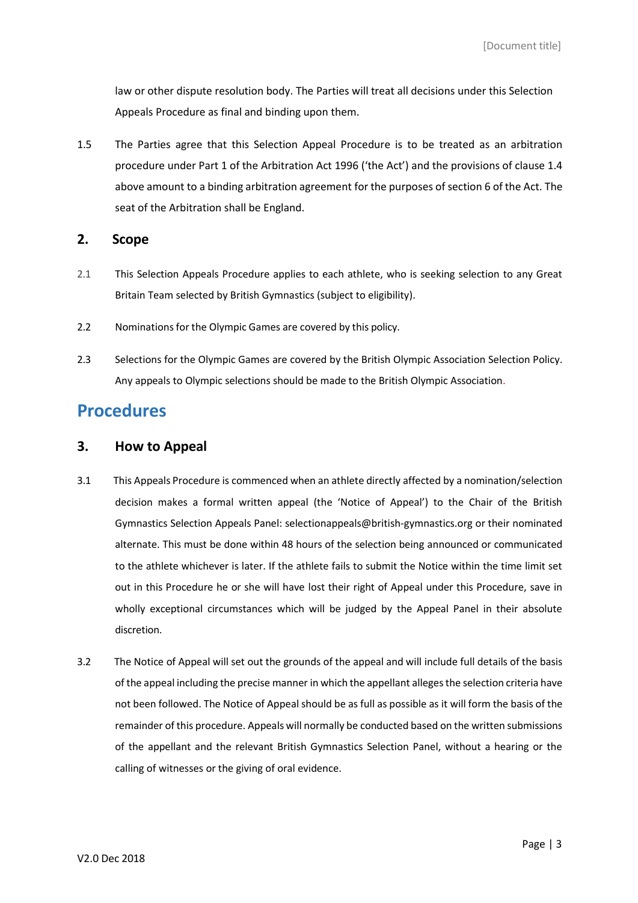law or other dispute resolution body. The Parties will treat all decisions under this Selection Appeals Procedure as final and binding upon them.

1.5 The Parties agree that this Selection Appeal Procedure is to be treated as an arbitration procedure under Part 1 of the Arbitration Act 1996 ('the Act') and the provisions of clause 1.4 above amount to a binding arbitration agreement for the purposes of section 6 of the Act. The seat of the Arbitration shall be England.

### 2. Scope

2.1 This Selection Appeals Procedure applies to each athlete, who is seeking selection to any Great Britain Team selected by British Gymnastics (subject to eligibility).

2.2 Nominations for the Olympic Games are covered by this policy.

2.3 Selections for the Olympic Games are covered by the British Olympic Association Selection Policy. Any appeals to Olympic selections should be made to the British Olympic Association.

## Procedures

### 3. How to Appeal

3.1 This Appeals Procedure is commenced when an athlete directly affected by a nomination/selection decision makes a formal written appeal (the 'Notice of Appeal') to the Chair of the British Gymnastics Selection Appeals Panel: selectionappeals@british-gymnastics.org or their nominated alternate. This must be done within 48 hours of the selection being announced or communicated to the athlete whichever is later. If the athlete fails to submit the Notice within the time limit set out in this Procedure he or she will have lost their right of Appeal under this Procedure, save in wholly exceptional circumstances which will be judged by the Appeal Panel in their absolute discretion.

3.2 The Notice of Appeal will set out the grounds of the appeal and will include full details of the basis of the appeal including the precise manner in which the appellant alleges the selection criteria have not been followed. The Notice of Appeal should be as full as possible as it will form the basis of the remainder of this procedure. Appeals will normally be conducted based on the written submissions of the appellant and the relevant British Gymnastics Selection Panel, without a hearing or the calling of witnesses or the giving of oral evidence.

V2.0 Dec 2018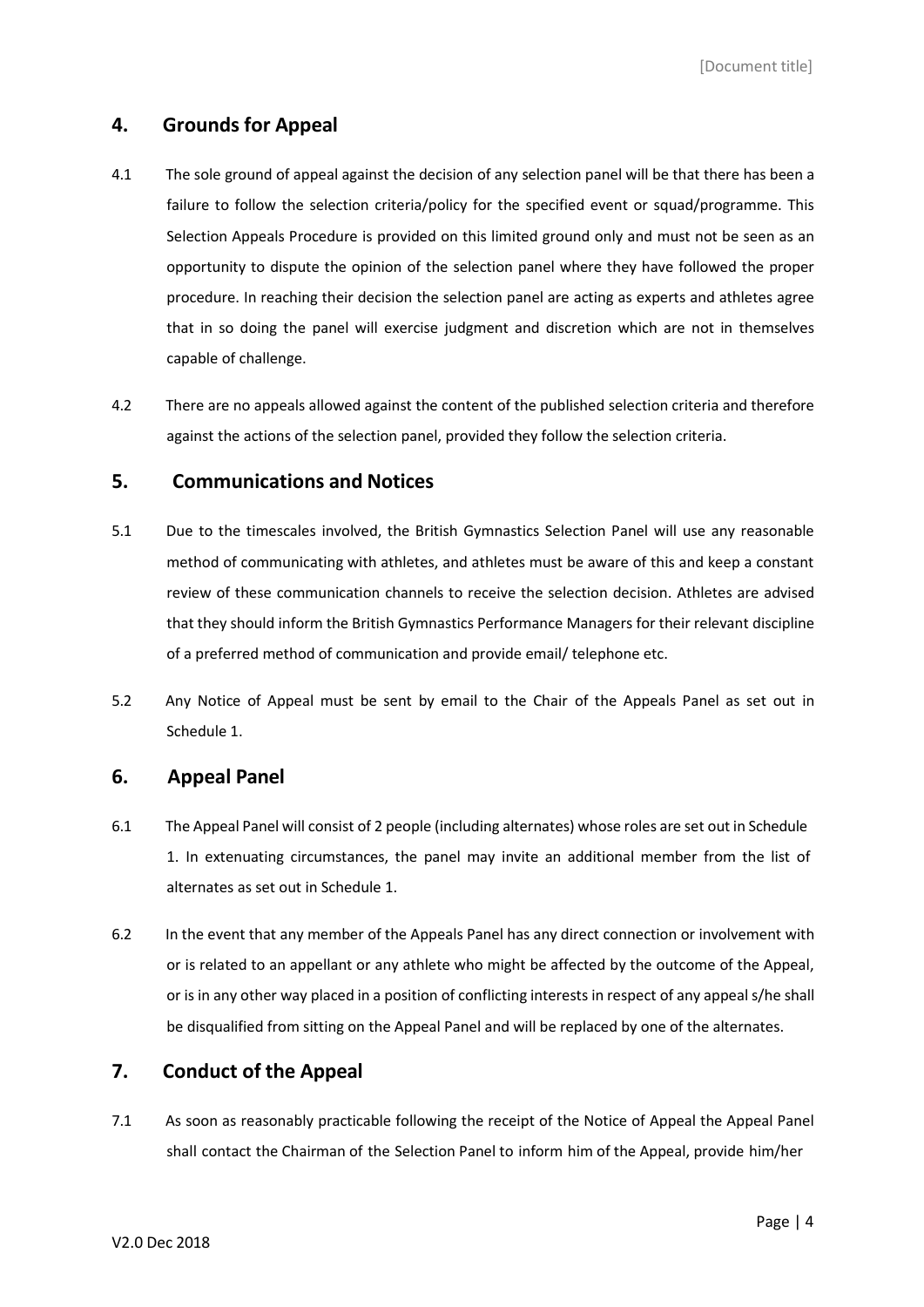## 4. Grounds for Appeal

4.1 The sole ground of appeal against the decision of any selection panel will be that there has been a failure to follow the selection criteria/policy for the specified event or squad/programme. This Selection Appeals Procedure is provided on this limited ground only and must not be seen as an opportunity to dispute the opinion of the selection panel where they have followed the proper procedure. In reaching their decision the selection panel are acting as experts and athletes agree that in so doing the panel will exercise judgment and discretion which are not in themselves capable of challenge.

4.2 There are no appeals allowed against the content of the published selection criteria and therefore against the actions of the selection panel, provided they follow the selection criteria.

## 5. Communications and Notices

5.1 Due to the timescales involved, the British Gymnastics Selection Panel will use any reasonable method of communicating with athletes, and athletes must be aware of this and keep a constant review of these communication channels to receive the selection decision. Athletes are advised that they should inform the British Gymnastics Performance Managers for their relevant discipline of a preferred method of communication and provide email/ telephone etc.

5.2 Any Notice of Appeal must be sent by email to the Chair of the Appeals Panel as set out in Schedule 1.

## 6. Appeal Panel

6.1 The Appeal Panel will consist of 2 people (including alternates) whose roles are set out in Schedule 1. In extenuating circumstances, the panel may invite an additional member from the list of alternates as set out in Schedule 1.

6.2 In the event that any member of the Appeals Panel has any direct connection or involvement with or is related to an appellant or any athlete who might be affected by the outcome of the Appeal, or is in any other way placed in a position of conflicting interests in respect of any appeal s/he shall be disqualified from sitting on the Appeal Panel and will be replaced by one of the alternates.

## 7. Conduct of the Appeal

7.1 As soon as reasonably practicable following the receipt of the Notice of Appeal the Appeal Panel shall contact the Chairman of the Selection Panel to inform him of the Appeal, provide him/her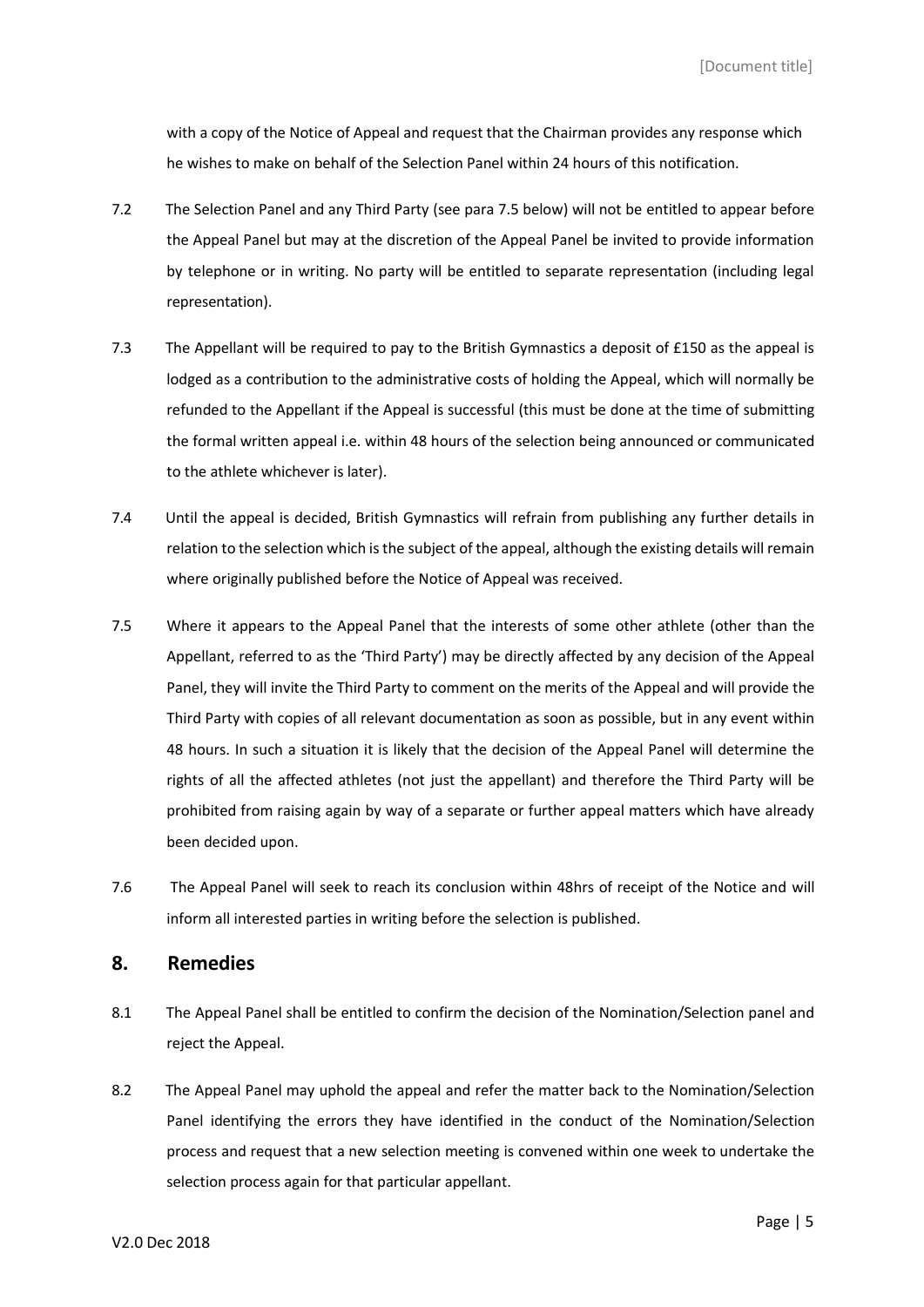with a copy of the Notice of Appeal and request that the Chairman provides any response which he wishes to make on behalf of the Selection Panel within 24 hours of this notification.

7.2 The Selection Panel and any Third Party (see para 7.5 below) will not be entitled to appear before the Appeal Panel but may at the discretion of the Appeal Panel be invited to provide information by telephone or in writing. No party will be entitled to separate representation (including legal representation).

7.3 The Appellant will be required to pay to the British Gymnastics a deposit of £150 as the appeal is lodged as a contribution to the administrative costs of holding the Appeal, which will normally be refunded to the Appellant if the Appeal is successful (this must be done at the time of submitting the formal written appeal i.e. within 48 hours of the selection being announced or communicated to the athlete whichever is later).

7.4 Until the appeal is decided, British Gymnastics will refrain from publishing any further details in relation to the selection which is the subject of the appeal, although the existing details will remain where originally published before the Notice of Appeal was received.

7.5 Where it appears to the Appeal Panel that the interests of some other athlete (other than the Appellant, referred to as the 'Third Party') may be directly affected by any decision of the Appeal Panel, they will invite the Third Party to comment on the merits of the Appeal and will provide the Third Party with copies of all relevant documentation as soon as possible, but in any event within 48 hours. In such a situation it is likely that the decision of the Appeal Panel will determine the rights of all the affected athletes (not just the appellant) and therefore the Third Party will be prohibited from raising again by way of a separate or further appeal matters which have already been decided upon.

7.6 The Appeal Panel will seek to reach its conclusion within 48hrs of receipt of the Notice and will inform all interested parties in writing before the selection is published.

## 8. Remedies

8.1 The Appeal Panel shall be entitled to confirm the decision of the Nomination/Selection panel and reject the Appeal.

8.2 The Appeal Panel may uphold the appeal and refer the matter back to the Nomination/Selection Panel identifying the errors they have identified in the conduct of the Nomination/Selection process and request that a new selection meeting is convened within one week to undertake the selection process again for that particular appellant.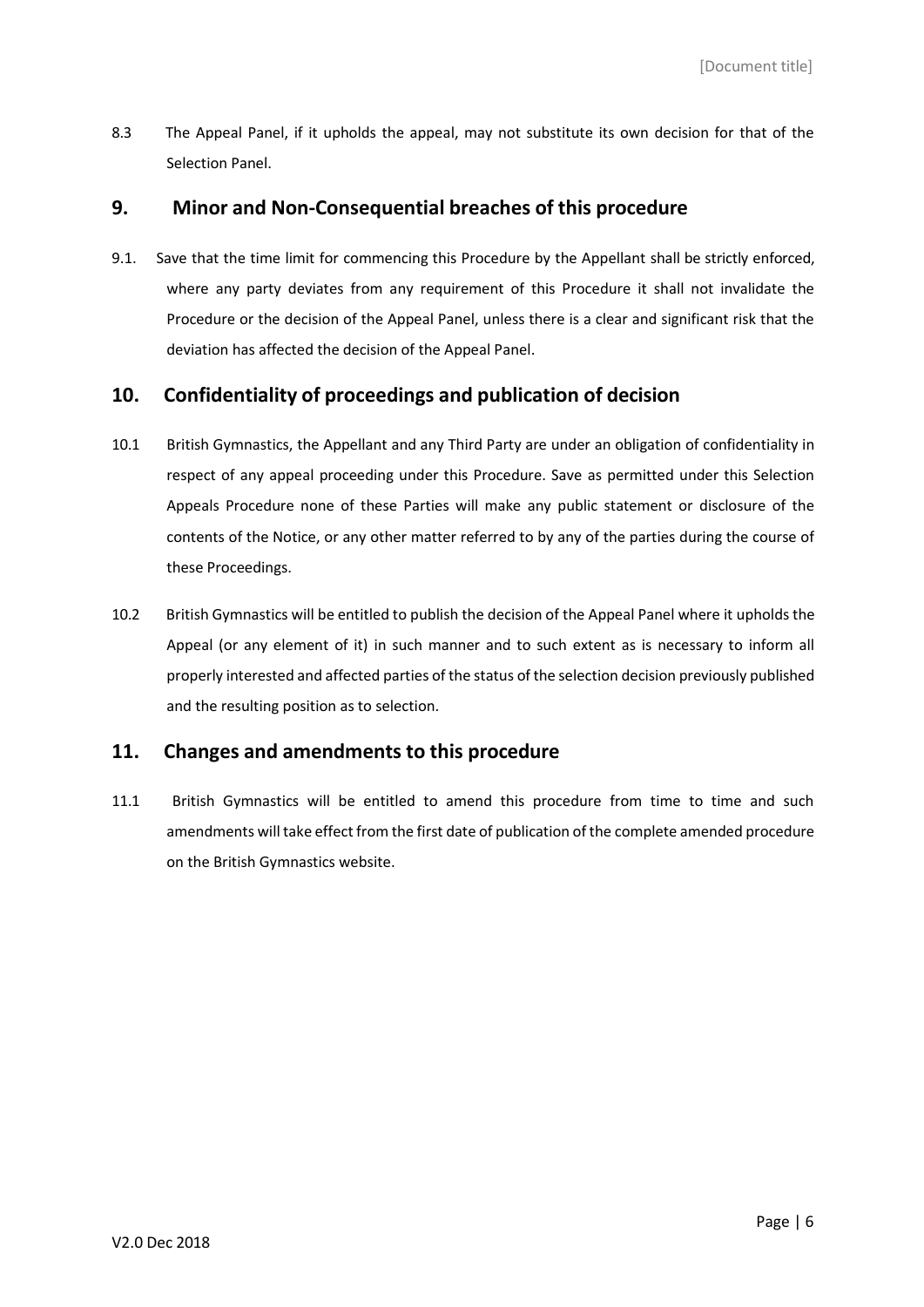8.3 The Appeal Panel, if it upholds the appeal, may not substitute its own decision for that of the Selection Panel.

## 9. Minor and Non-Consequential breaches of this procedure

9.1. Save that the time limit for commencing this Procedure by the Appellant shall be strictly enforced, where any party deviates from any requirement of this Procedure it shall not invalidate the Procedure or the decision of the Appeal Panel, unless there is a clear and significant risk that the deviation has affected the decision of the Appeal Panel.

## 10. Confidentiality of proceedings and publication of decision

10.1 British Gymnastics, the Appellant and any Third Party are under an obligation of confidentiality in respect of any appeal proceeding under this Procedure. Save as permitted under this Selection Appeals Procedure none of these Parties will make any public statement or disclosure of the contents of the Notice, or any other matter referred to by any of the parties during the course of these Proceedings.

10.2 British Gymnastics will be entitled to publish the decision of the Appeal Panel where it upholds the Appeal (or any element of it) in such manner and to such extent as is necessary to inform all properly interested and affected parties of the status of the selection decision previously published and the resulting position as to selection.

## 11. Changes and amendments to this procedure

11.1 British Gymnastics will be entitled to amend this procedure from time to time and such amendments will take effect from the first date of publication of the complete amended procedure on the British Gymnastics website.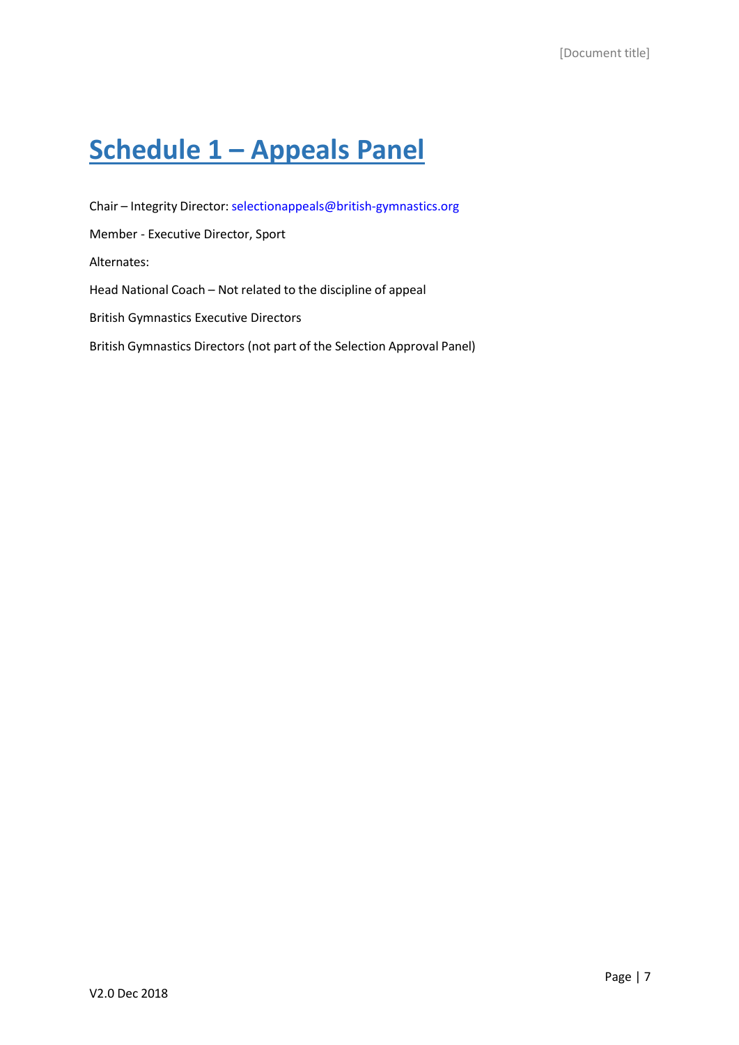# Schedule 1 – Appeals Panel

Chair – Integrity Director: selectionappeals@british-gymnastics.org

Member - Executive Director, Sport

Alternates:

Head National Coach – Not related to the discipline of appeal

British Gymnastics Executive Directors

British Gymnastics Directors (not part of the Selection Approval Panel)